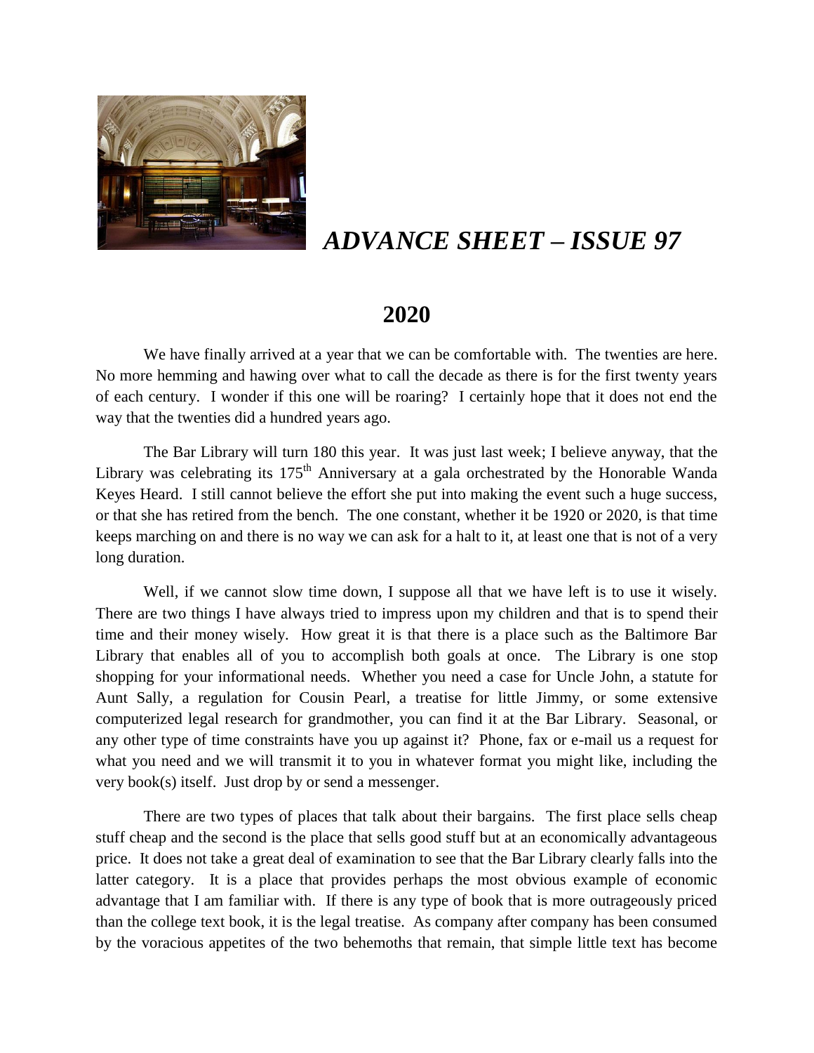# *ADVANCE SHEET – ISSUE 97*

## 2020

We have finally arrived at a year that we can be comfortable with. The twenties are here. No more hemming and hawing over what to call the decade as there is for the first twenty years of each century. I wonder if this one will be roaring? I certainly hope that it does not end the way that the twenties did a hundred years ago.

The Bar Library will turn 180 this year. It was just last week; I believe anyway, that the Library was celebrating its 175th Anniversary at a gala orchestrated by the Honorable Wanda Keyes Heard. I still cannot believe the effort she put into making the event such a huge success, or that she has retired from the bench. The one constant, whether it be 1920 or 2020, is that time keeps marching on and there is no way we can ask for a halt to it, at least one that is not of a very long duration.

Well, if we cannot slow time down, I suppose all that we have left is to use it wisely. There are two things I have always tried to impress upon my children and that is to spend their time and their money wisely. How great it is that there is a place such as the Baltimore Bar Library that enables all of you to accomplish both goals at once. The Library is one stop shopping for your informational needs. Whether you need a case for Uncle John, a statute for Aunt Sally, a regulation for Cousin Pearl, a treatise for little Jimmy, or some extensive computerized legal research for grandmother, you can find it at the Bar Library. Seasonal, or any other type of time constraints have you up against it? Phone, fax or e-mail us a request for what you need and we will transmit it to you in whatever format you might like, including the very book(s) itself. Just drop by or send a messenger.

There are two types of places that talk about their bargains. The first place sells cheap stuff cheap and the second is the place that sells good stuff but at an economically advantageous price. It does not take a great deal of examination to see that the Bar Library clearly falls into the latter category. It is a place that provides perhaps the most obvious example of economic advantage that I am familiar with. If there is any type of book that is more outrageously priced than the college text book, it is the legal treatise. As company after company has been consumed by the voracious appetites of the two behemoths that remain, that simple little text has become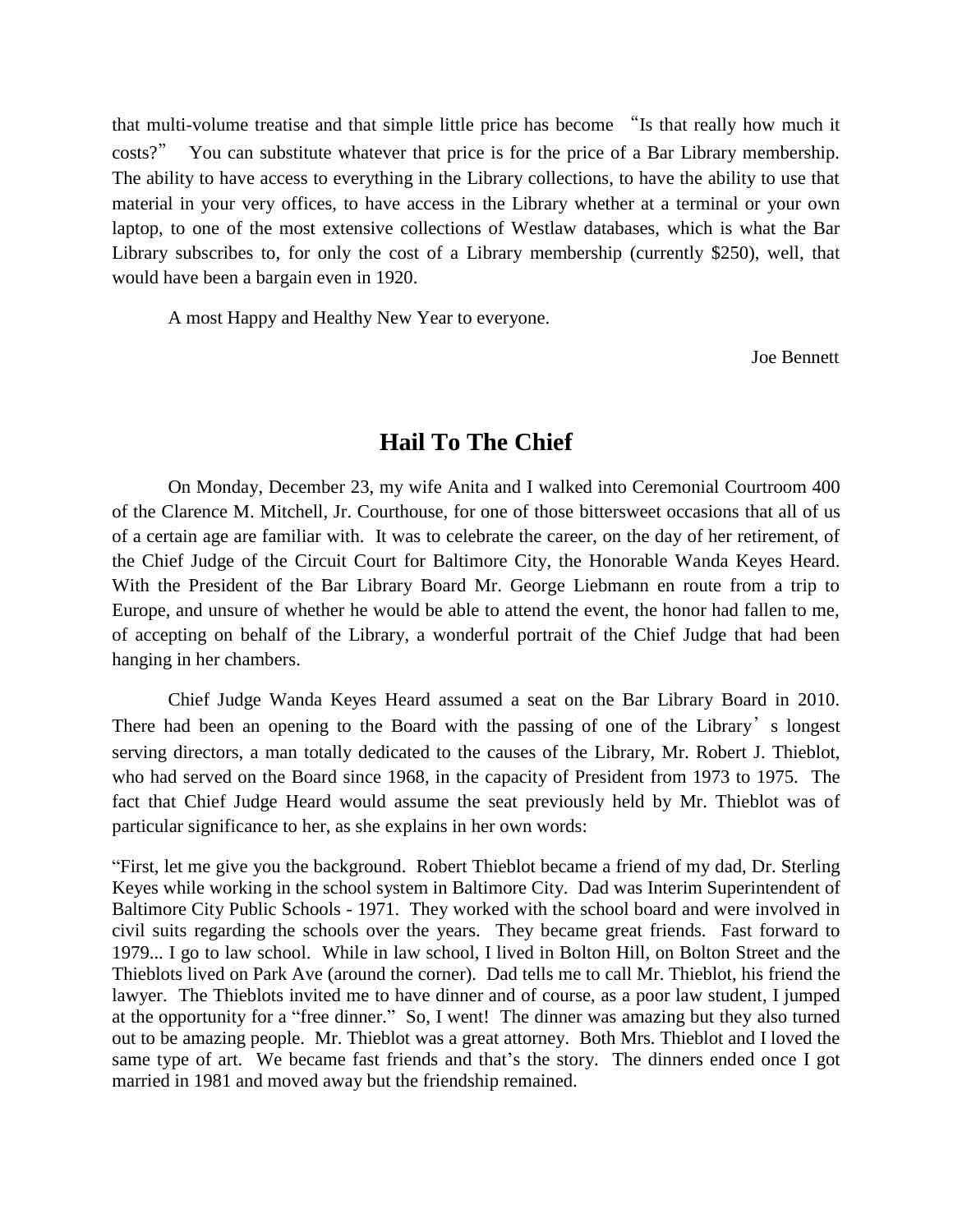that multi-volume treatise and that simple little price has become "Is that really how much it costs?" You can substitute whatever that price is for the price of a Bar Library membership. The ability to have access to everything in the Library collections, to have the ability to use that material in your very offices, to have access in the Library whether at a terminal or your own laptop, to one of the most extensive collections of Westlaw databases, which is what the Bar Library subscribes to, for only the cost of a Library membership (currently $250), well, that would have been a bargain even in 1920.

A most Happy and Healthy New Year to everyone.

Joe Bennett

## Hail To The Chief

On Monday, December 23, my wife Anita and I walked into Ceremonial Courtroom 400 of the Clarence M. Mitchell, Jr. Courthouse, for one of those bittersweet occasions that all of us of a certain age are familiar with. It was to celebrate the career, on the day of her retirement, of the Chief Judge of the Circuit Court for Baltimore City, the Honorable Wanda Keyes Heard. With the President of the Bar Library Board Mr. George Liebmann en route from a trip to Europe, and unsure of whether he would be able to attend the event, the honor had fallen to me, of accepting on behalf of the Library, a wonderful portrait of the Chief Judge that had been hanging in her chambers.

Chief Judge Wanda Keyes Heard assumed a seat on the Bar Library Board in 2010. There had been an opening to the Board with the passing of one of the Library's longest serving directors, a man totally dedicated to the causes of the Library, Mr. Robert J. Thieblot, who had served on the Board since 1968, in the capacity of President from 1973 to 1975. The fact that Chief Judge Heard would assume the seat previously held by Mr. Thieblot was of particular significance to her, as she explains in her own words:

"First, let me give you the background. Robert Thieblot became a friend of my dad, Dr. Sterling Keyes while working in the school system in Baltimore City. Dad was Interim Superintendent of Baltimore City Public Schools - 1971. They worked with the school board and were involved in civil suits regarding the schools over the years. They became great friends. Fast forward to 1979... I go to law school. While in law school, I lived in Bolton Hill, on Bolton Street and the Thieblots lived on Park Ave (around the corner). Dad tells me to call Mr. Thieblot, his friend the lawyer. The Thieblots invited me to have dinner and of course, as a poor law student, I jumped at the opportunity for a "free dinner." So, I went! The dinner was amazing but they also turned out to be amazing people. Mr. Thieblot was a great attorney. Both Mrs. Thieblot and I loved the same type of art. We became fast friends and that's the story. The dinners ended once I got married in 1981 and moved away but the friendship remained.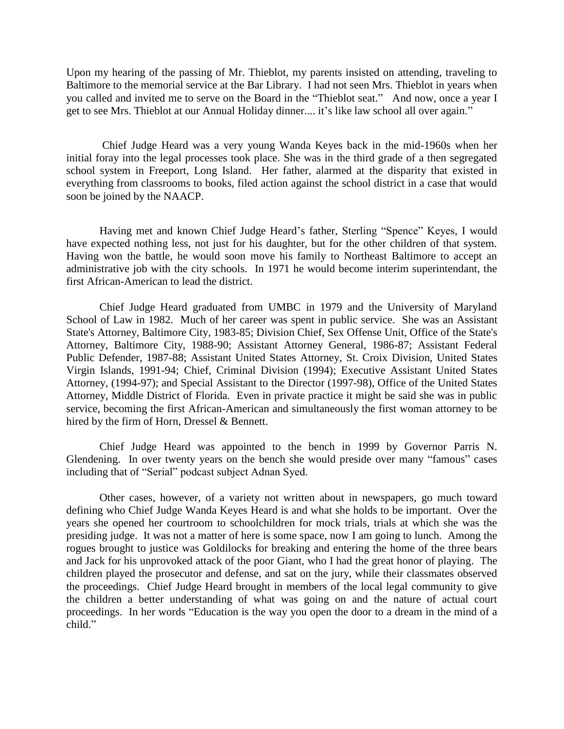Upon my hearing of the passing of Mr. Thieblot, my parents insisted on attending, traveling to Baltimore to the memorial service at the Bar Library. I had not seen Mrs. Thieblot in years when you called and invited me to serve on the Board in the "Thieblot seat." And now, once a year I get to see Mrs. Thieblot at our Annual Holiday dinner.... it's like law school all over again."

Chief Judge Heard was a very young Wanda Keyes back in the mid-1960s when her initial foray into the legal processes took place. She was in the third grade of a then segregated school system in Freeport, Long Island. Her father, alarmed at the disparity that existed in everything from classrooms to books, filed action against the school district in a case that would soon be joined by the NAACP.

Having met and known Chief Judge Heard's father, Sterling "Spence" Keyes, I would have expected nothing less, not just for his daughter, but for the other children of that system. Having won the battle, he would soon move his family to Northeast Baltimore to accept an administrative job with the city schools. In 1971 he would become interim superintendant, the first African-American to lead the district.

Chief Judge Heard graduated from UMBC in 1979 and the University of Maryland School of Law in 1982. Much of her career was spent in public service. She was an Assistant State's Attorney, Baltimore City, 1983-85; Division Chief, Sex Offense Unit, Office of the State's Attorney, Baltimore City, 1988-90; Assistant Attorney General, 1986-87; Assistant Federal Public Defender, 1987-88; Assistant United States Attorney, St. Croix Division, United States Virgin Islands, 1991-94; Chief, Criminal Division (1994); Executive Assistant United States Attorney, (1994-97); and Special Assistant to the Director (1997-98), Office of the United States Attorney, Middle District of Florida. Even in private practice it might be said she was in public service, becoming the first African-American and simultaneously the first woman attorney to be hired by the firm of Horn, Dressel & Bennett.

Chief Judge Heard was appointed to the bench in 1999 by Governor Parris N. Glendening. In over twenty years on the bench she would preside over many "famous" cases including that of "Serial" podcast subject Adnan Syed.

Other cases, however, of a variety not written about in newspapers, go much toward defining who Chief Judge Wanda Keyes Heard is and what she holds to be important. Over the years she opened her courtroom to schoolchildren for mock trials, trials at which she was the presiding judge. It was not a matter of here is some space, now I am going to lunch. Among the rogues brought to justice was Goldilocks for breaking and entering the home of the three bears and Jack for his unprovoked attack of the poor Giant, who I had the great honor of playing. The children played the prosecutor and defense, and sat on the jury, while their classmates observed the proceedings. Chief Judge Heard brought in members of the local legal community to give the children a better understanding of what was going on and the nature of actual court proceedings. In her words "Education is the way you open the door to a dream in the mind of a child."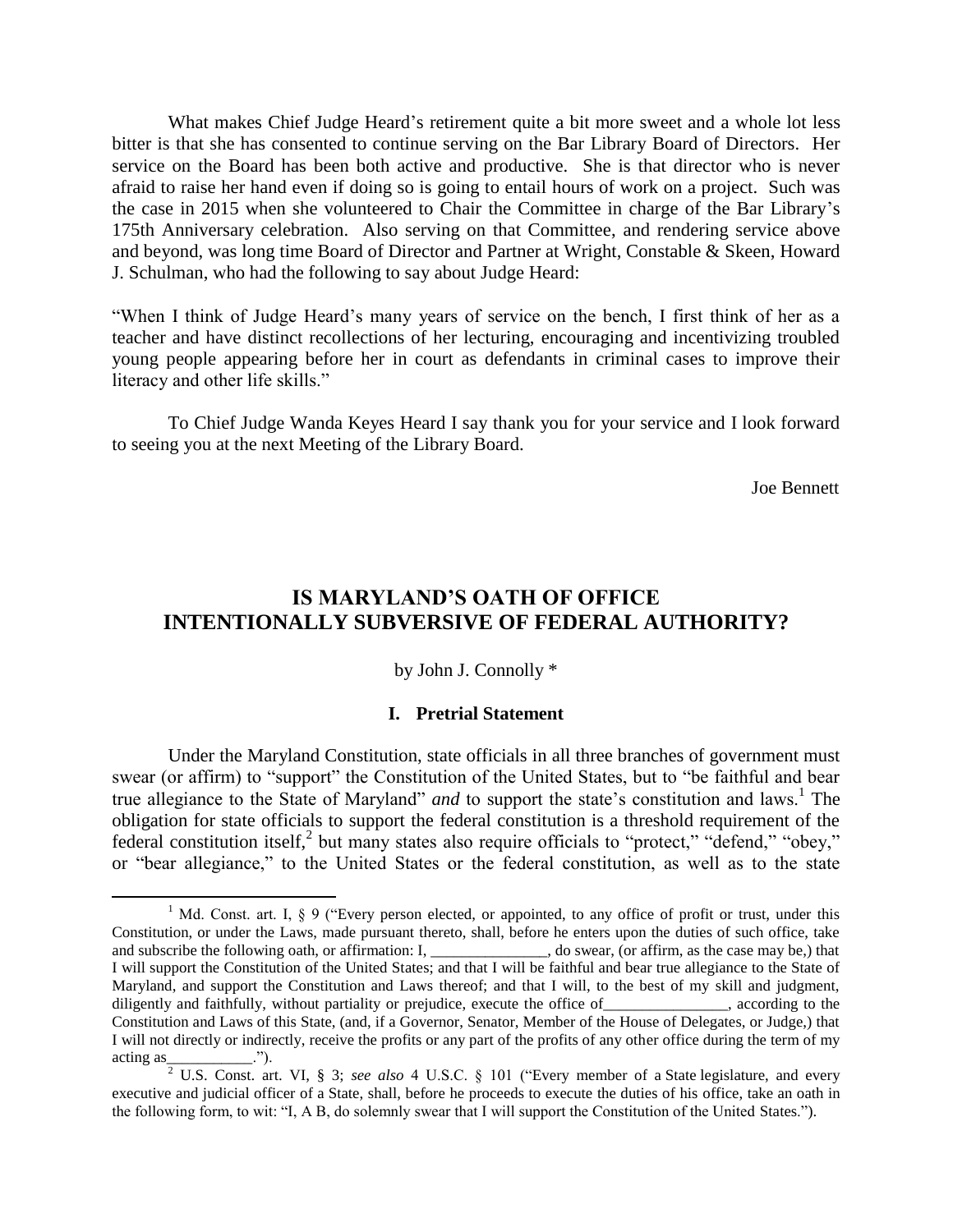What makes Chief Judge Heard's retirement quite a bit more sweet and a whole lot less bitter is that she has consented to continue serving on the Bar Library Board of Directors. Her service on the Board has been both active and productive. She is that director who is never afraid to raise her hand even if doing so is going to entail hours of work on a project. Such was the case in 2015 when she volunteered to Chair the Committee in charge of the Bar Library's 175th Anniversary celebration. Also serving on that Committee, and rendering service above and beyond, was long time Board of Director and Partner at Wright, Constable & Skeen, Howard J. Schulman, who had the following to say about Judge Heard:

"When I think of Judge Heard's many years of service on the bench, I first think of her as a teacher and have distinct recollections of her lecturing, encouraging and incentivizing troubled young people appearing before her in court as defendants in criminal cases to improve their literacy and other life skills."

To Chief Judge Wanda Keyes Heard I say thank you for your service and I look forward to seeing you at the next Meeting of the Library Board.

Joe Bennett

## IS MARYLAND'S OATH OF OFFICE INTENTIONALLY SUBVERSIVE OF FEDERAL AUTHORITY?

by John J. Connolly *

### I. Pretrial Statement

Under the Maryland Constitution, state officials in all three branches of government must swear (or affirm) to "support" the Constitution of the United States, but to "be faithful and bear true allegiance to the State of Maryland" *and* to support the state's constitution and laws.[1] The obligation for state officials to support the federal constitution is a threshold requirement of the federal constitution itself,[2] but many states also require officials to "protect," "defend," "obey," or "bear allegiance," to the United States or the federal constitution, as well as to the state

---

[1] Md. Const. art. I, § 9 ("Every person elected, or appointed, to any office of profit or trust, under this Constitution, or under the Laws, made pursuant thereto, shall, before he enters upon the duties of such office, take and subscribe the following oath, or affirmation: I, _______________, do swear, (or affirm, as the case may be,) that I will support the Constitution of the United States; and that I will be faithful and bear true allegiance to the State of Maryland, and support the Constitution and Laws thereof; and that I will, to the best of my skill and judgment, diligently and faithfully, without partiality or prejudice, execute the office of________________, according to the Constitution and Laws of this State, (and, if a Governor, Senator, Member of the House of Delegates, or Judge,) that I will not directly or indirectly, receive the profits or any part of the profits of any other office during the term of my acting as___________.").

[2] U.S. Const. art. VI, § 3; *see also* 4 U.S.C. § 101 ("Every member of a State legislature, and every executive and judicial officer of a State, shall, before he proceeds to execute the duties of his office, take an oath in the following form, to wit: "I, A B, do solemnly swear that I will support the Constitution of the United States.").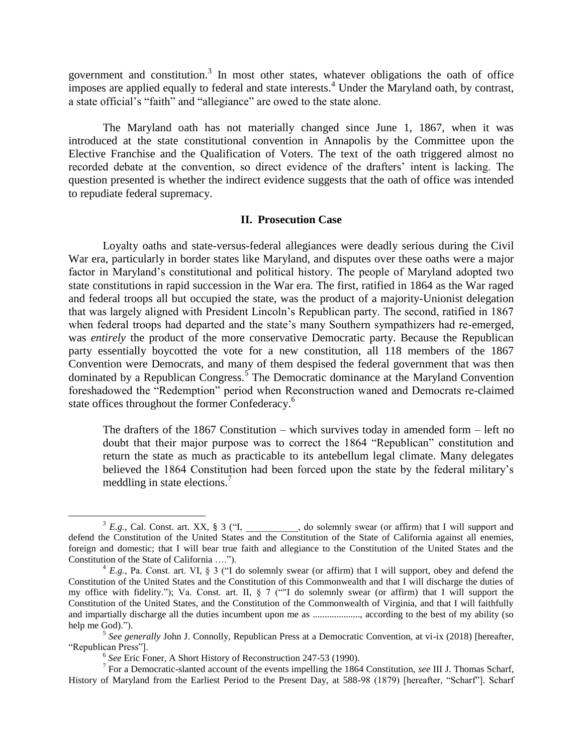government and constitution.[3] In most other states, whatever obligations the oath of office imposes are applied equally to federal and state interests.[4] Under the Maryland oath, by contrast, a state official's "faith" and "allegiance" are owed to the state alone.

The Maryland oath has not materially changed since June 1, 1867, when it was introduced at the state constitutional convention in Annapolis by the Committee upon the Elective Franchise and the Qualification of Voters. The text of the oath triggered almost no recorded debate at the convention, so direct evidence of the drafters' intent is lacking. The question presented is whether the indirect evidence suggests that the oath of office was intended to repudiate federal supremacy.

## II. Prosecution Case

Loyalty oaths and state-versus-federal allegiances were deadly serious during the Civil War era, particularly in border states like Maryland, and disputes over these oaths were a major factor in Maryland's constitutional and political history. The people of Maryland adopted two state constitutions in rapid succession in the War era. The first, ratified in 1864 as the War raged and federal troops all but occupied the state, was the product of a majority-Unionist delegation that was largely aligned with President Lincoln's Republican party. The second, ratified in 1867 when federal troops had departed and the state's many Southern sympathizers had re-emerged, was *entirely* the product of the more conservative Democratic party. Because the Republican party essentially boycotted the vote for a new constitution, all 118 members of the 1867 Convention were Democrats, and many of them despised the federal government that was then dominated by a Republican Congress.[5] The Democratic dominance at the Maryland Convention foreshadowed the "Redemption" period when Reconstruction waned and Democrats re-claimed state offices throughout the former Confederacy.[6]

> The drafters of the 1867 Constitution – which survives today in amended form – left no doubt that their major purpose was to correct the 1864 "Republican" constitution and return the state as much as practicable to its antebellum legal climate. Many delegates believed the 1864 Constitution had been forced upon the state by the federal military's meddling in state elections.[7]

---

[3] *E.g.*, Cal. Const. art. XX, § 3 ("I, \_\_\_\_\_\_\_\_\_\_\_, do solemnly swear (or affirm) that I will support and defend the Constitution of the United States and the Constitution of the State of California against all enemies, foreign and domestic; that I will bear true faith and allegiance to the Constitution of the United States and the Constitution of the State of California ….").

[4] *E.g.*, Pa. Const. art. VI, § 3 ("I do solemnly swear (or affirm) that I will support, obey and defend the Constitution of the United States and the Constitution of this Commonwealth and that I will discharge the duties of my office with fidelity."); Va. Const. art. II, § 7 (""I do solemnly swear (or affirm) that I will support the Constitution of the United States, and the Constitution of the Commonwealth of Virginia, and that I will faithfully and impartially discharge all the duties incumbent upon me as ...................., according to the best of my ability (so help me God).").

[5] *See generally* John J. Connolly, Republican Press at a Democratic Convention, at vi-ix (2018) [hereafter, "Republican Press"].

[6] *See* Eric Foner, A Short History of Reconstruction 247-53 (1990).

[7] For a Democratic-slanted account of the events impelling the 1864 Constitution, *see* III J. Thomas Scharf, History of Maryland from the Earliest Period to the Present Day, at 588-98 (1879) [hereafter, "Scharf"]. Scharf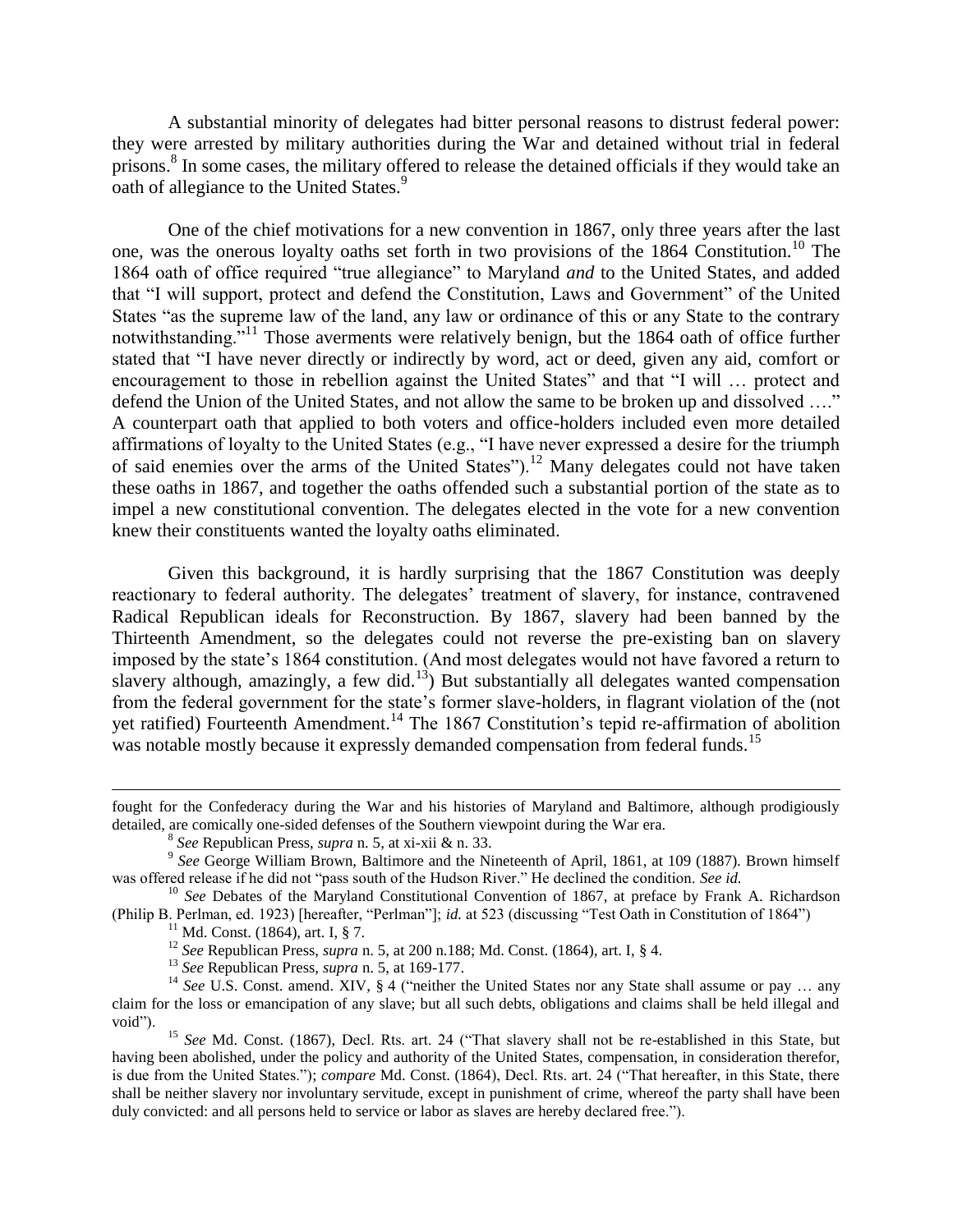A substantial minority of delegates had bitter personal reasons to distrust federal power: they were arrested by military authorities during the War and detained without trial in federal prisons.[8] In some cases, the military offered to release the detained officials if they would take an oath of allegiance to the United States.[9]

One of the chief motivations for a new convention in 1867, only three years after the last one, was the onerous loyalty oaths set forth in two provisions of the 1864 Constitution.[10] The 1864 oath of office required "true allegiance" to Maryland *and* to the United States, and added that "I will support, protect and defend the Constitution, Laws and Government" of the United States "as the supreme law of the land, any law or ordinance of this or any State to the contrary notwithstanding."[11] Those averments were relatively benign, but the 1864 oath of office further stated that "I have never directly or indirectly by word, act or deed, given any aid, comfort or encouragement to those in rebellion against the United States" and that "I will … protect and defend the Union of the United States, and not allow the same to be broken up and dissolved …." A counterpart oath that applied to both voters and office-holders included even more detailed affirmations of loyalty to the United States (e.g., "I have never expressed a desire for the triumph of said enemies over the arms of the United States").[12] Many delegates could not have taken these oaths in 1867, and together the oaths offended such a substantial portion of the state as to impel a new constitutional convention. The delegates elected in the vote for a new convention knew their constituents wanted the loyalty oaths eliminated.

Given this background, it is hardly surprising that the 1867 Constitution was deeply reactionary to federal authority. The delegates' treatment of slavery, for instance, contravened Radical Republican ideals for Reconstruction. By 1867, slavery had been banned by the Thirteenth Amendment, so the delegates could not reverse the pre-existing ban on slavery imposed by the state's 1864 constitution. (And most delegates would not have favored a return to slavery although, amazingly, a few did.[13]) But substantially all delegates wanted compensation from the federal government for the state's former slave-holders, in flagrant violation of the (not yet ratified) Fourteenth Amendment.[14] The 1867 Constitution's tepid re-affirmation of abolition was notable mostly because it expressly demanded compensation from federal funds.[15]

---

fought for the Confederacy during the War and his histories of Maryland and Baltimore, although prodigiously detailed, are comically one-sided defenses of the Southern viewpoint during the War era.

[8] *See* Republican Press, *supra* n. 5, at xi-xii & n. 33.

[9] *See* George William Brown, Baltimore and the Nineteenth of April, 1861, at 109 (1887). Brown himself was offered release if he did not "pass south of the Hudson River." He declined the condition. *See id.*

[10] *See* Debates of the Maryland Constitutional Convention of 1867, at preface by Frank A. Richardson (Philip B. Perlman, ed. 1923) [hereafter, "Perlman"]; *id.* at 523 (discussing "Test Oath in Constitution of 1864")

[11] Md. Const. (1864), art. I, § 7.

[12] *See* Republican Press, *supra* n. 5, at 200 n.188; Md. Const. (1864), art. I, § 4.

[13] *See* Republican Press, *supra* n. 5, at 169-177.

[14] *See* U.S. Const. amend. XIV, § 4 ("neither the United States nor any State shall assume or pay … any claim for the loss or emancipation of any slave; but all such debts, obligations and claims shall be held illegal and void").

[15] *See* Md. Const. (1867), Decl. Rts. art. 24 ("That slavery shall not be re-established in this State, but having been abolished, under the policy and authority of the United States, compensation, in consideration therefor, is due from the United States."); *compare* Md. Const. (1864), Decl. Rts. art. 24 ("That hereafter, in this State, there shall be neither slavery nor involuntary servitude, except in punishment of crime, whereof the party shall have been duly convicted: and all persons held to service or labor as slaves are hereby declared free.").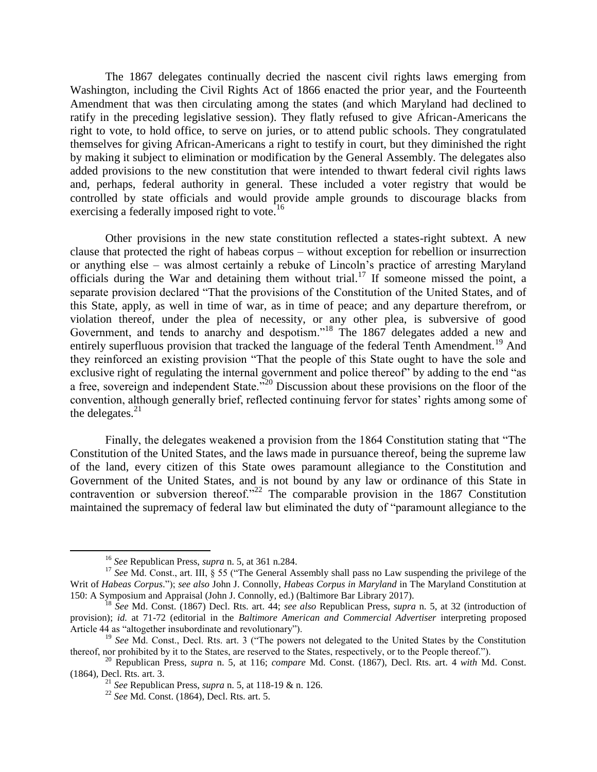The 1867 delegates continually decried the nascent civil rights laws emerging from Washington, including the Civil Rights Act of 1866 enacted the prior year, and the Fourteenth Amendment that was then circulating among the states (and which Maryland had declined to ratify in the preceding legislative session). They flatly refused to give African-Americans the right to vote, to hold office, to serve on juries, or to attend public schools. They congratulated themselves for giving African-Americans a right to testify in court, but they diminished the right by making it subject to elimination or modification by the General Assembly. The delegates also added provisions to the new constitution that were intended to thwart federal civil rights laws and, perhaps, federal authority in general. These included a voter registry that would be controlled by state officials and would provide ample grounds to discourage blacks from exercising a federally imposed right to vote.[16]

Other provisions in the new state constitution reflected a states-right subtext. A new clause that protected the right of habeas corpus – without exception for rebellion or insurrection or anything else – was almost certainly a rebuke of Lincoln's practice of arresting Maryland officials during the War and detaining them without trial.[17] If someone missed the point, a separate provision declared "That the provisions of the Constitution of the United States, and of this State, apply, as well in time of war, as in time of peace; and any departure therefrom, or violation thereof, under the plea of necessity, or any other plea, is subversive of good Government, and tends to anarchy and despotism."[18] The 1867 delegates added a new and entirely superfluous provision that tracked the language of the federal Tenth Amendment.[19] And they reinforced an existing provision "That the people of this State ought to have the sole and exclusive right of regulating the internal government and police thereof" by adding to the end "as a free, sovereign and independent State."[20] Discussion about these provisions on the floor of the convention, although generally brief, reflected continuing fervor for states' rights among some of the delegates.[21]

Finally, the delegates weakened a provision from the 1864 Constitution stating that "The Constitution of the United States, and the laws made in pursuance thereof, being the supreme law of the land, every citizen of this State owes paramount allegiance to the Constitution and Government of the United States, and is not bound by any law or ordinance of this State in contravention or subversion thereof."[22] The comparable provision in the 1867 Constitution maintained the supremacy of federal law but eliminated the duty of "paramount allegiance to the

---

[16] *See* Republican Press, *supra* n. 5, at 361 n.284.

[17] *See* Md. Const., art. III, § 55 ("The General Assembly shall pass no Law suspending the privilege of the Writ of *Habeas Corpus*."); *see also* John J. Connolly, *Habeas Corpus in Maryland* in The Maryland Constitution at 150: A Symposium and Appraisal (John J. Connolly, ed.) (Baltimore Bar Library 2017).

[18] *See* Md. Const. (1867) Decl. Rts. art. 44; *see also* Republican Press, *supra* n. 5, at 32 (introduction of provision); *id.* at 71-72 (editorial in the *Baltimore American and Commercial Advertiser* interpreting proposed Article 44 as "altogether insubordinate and revolutionary").

[19] *See* Md. Const., Decl. Rts. art. 3 ("The powers not delegated to the United States by the Constitution thereof, nor prohibited by it to the States, are reserved to the States, respectively, or to the People thereof.").

[20] Republican Press, *supra* n. 5, at 116; *compare* Md. Const. (1867), Decl. Rts. art. 4 *with* Md. Const. (1864), Decl. Rts. art. 3.

[21] *See* Republican Press, *supra* n. 5, at 118-19 & n. 126.

[22] *See* Md. Const. (1864), Decl. Rts. art. 5.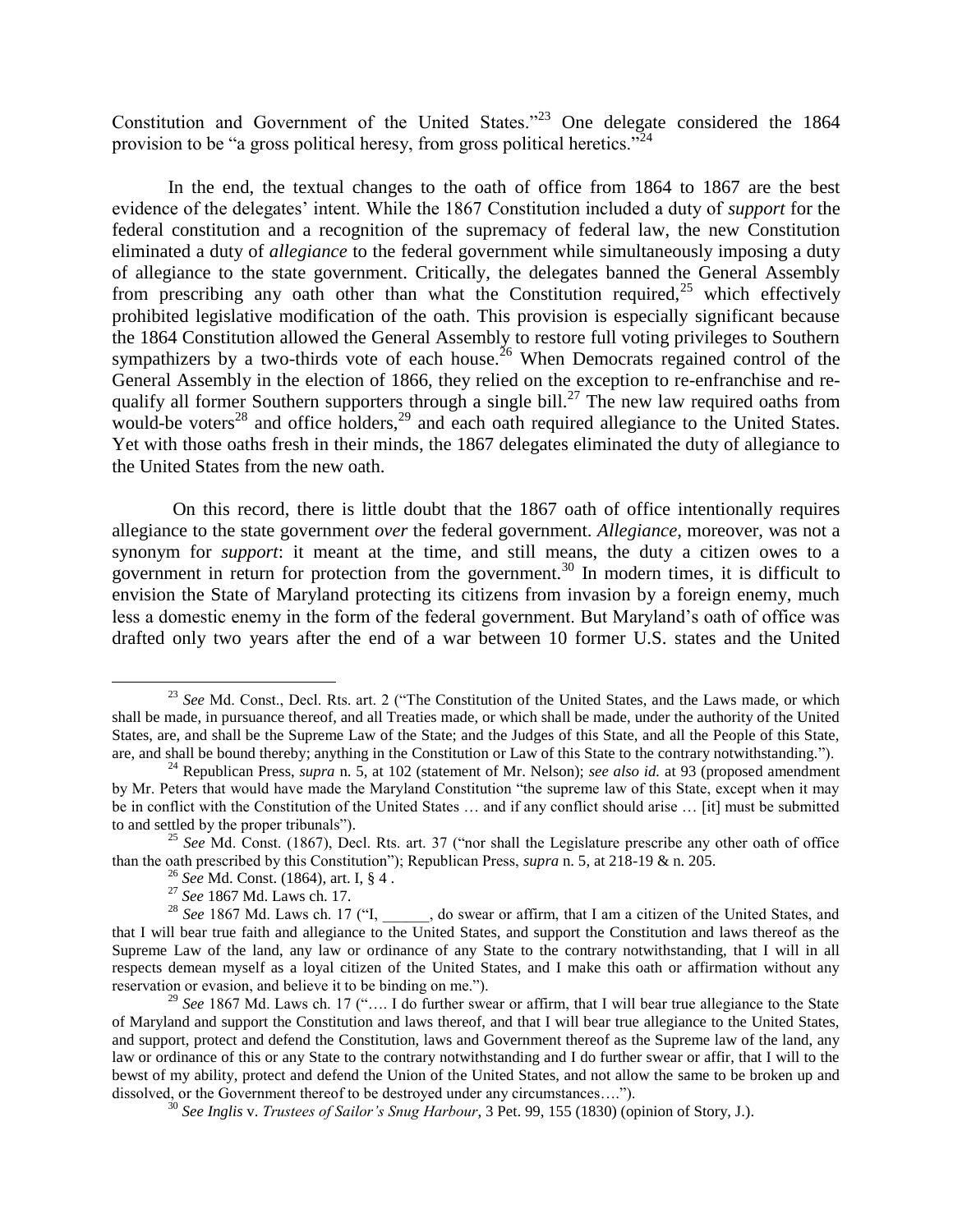Constitution and Government of the United States."[23] One delegate considered the 1864 provision to be "a gross political heresy, from gross political heretics."[24]

In the end, the textual changes to the oath of office from 1864 to 1867 are the best evidence of the delegates' intent. While the 1867 Constitution included a duty of *support* for the federal constitution and a recognition of the supremacy of federal law, the new Constitution eliminated a duty of *allegiance* to the federal government while simultaneously imposing a duty of allegiance to the state government. Critically, the delegates banned the General Assembly from prescribing any oath other than what the Constitution required,[25] which effectively prohibited legislative modification of the oath. This provision is especially significant because the 1864 Constitution allowed the General Assembly to restore full voting privileges to Southern sympathizers by a two-thirds vote of each house.[26] When Democrats regained control of the General Assembly in the election of 1866, they relied on the exception to re-enfranchise and re-qualify all former Southern supporters through a single bill.[27] The new law required oaths from would-be voters[28] and office holders,[29] and each oath required allegiance to the United States. Yet with those oaths fresh in their minds, the 1867 delegates eliminated the duty of allegiance to the United States from the new oath.

On this record, there is little doubt that the 1867 oath of office intentionally requires allegiance to the state government *over* the federal government. *Allegiance*, moreover, was not a synonym for *support*: it meant at the time, and still means, the duty a citizen owes to a government in return for protection from the government.[30] In modern times, it is difficult to envision the State of Maryland protecting its citizens from invasion by a foreign enemy, much less a domestic enemy in the form of the federal government. But Maryland's oath of office was drafted only two years after the end of a war between 10 former U.S. states and the United

---

[23] *See* Md. Const., Decl. Rts. art. 2 ("The Constitution of the United States, and the Laws made, or which shall be made, in pursuance thereof, and all Treaties made, or which shall be made, under the authority of the United States, are, and shall be the Supreme Law of the State; and the Judges of this State, and all the People of this State, are, and shall be bound thereby; anything in the Constitution or Law of this State to the contrary notwithstanding.").

[24] Republican Press, *supra* n. 5, at 102 (statement of Mr. Nelson); *see also id.* at 93 (proposed amendment by Mr. Peters that would have made the Maryland Constitution "the supreme law of this State, except when it may be in conflict with the Constitution of the United States … and if any conflict should arise … [it] must be submitted to and settled by the proper tribunals").

[25] *See* Md. Const. (1867), Decl. Rts. art. 37 ("nor shall the Legislature prescribe any other oath of office than the oath prescribed by this Constitution"); Republican Press, *supra* n. 5, at 218-19 & n. 205.

[26] *See* Md. Const. (1864), art. I, § 4 .

[27] *See* 1867 Md. Laws ch. 17.

[28] *See* 1867 Md. Laws ch. 17 ("I, ______, do swear or affirm, that I am a citizen of the United States, and that I will bear true faith and allegiance to the United States, and support the Constitution and laws thereof as the Supreme Law of the land, any law or ordinance of any State to the contrary notwithstanding, that I will in all respects demean myself as a loyal citizen of the United States, and I make this oath or affirmation without any reservation or evasion, and believe it to be binding on me.").

[29] *See* 1867 Md. Laws ch. 17 ("…. I do further swear or affirm, that I will bear true allegiance to the State of Maryland and support the Constitution and laws thereof, and that I will bear true allegiance to the United States, and support, protect and defend the Constitution, laws and Government thereof as the Supreme law of the land, any law or ordinance of this or any State to the contrary notwithstanding and I do further swear or affir, that I will to the bewst of my ability, protect and defend the Union of the United States, and not allow the same to be broken up and dissolved, or the Government thereof to be destroyed under any circumstances….").

[30] *See Inglis* v. *Trustees of Sailor's Snug Harbour*, 3 Pet. 99, 155 (1830) (opinion of Story, J.).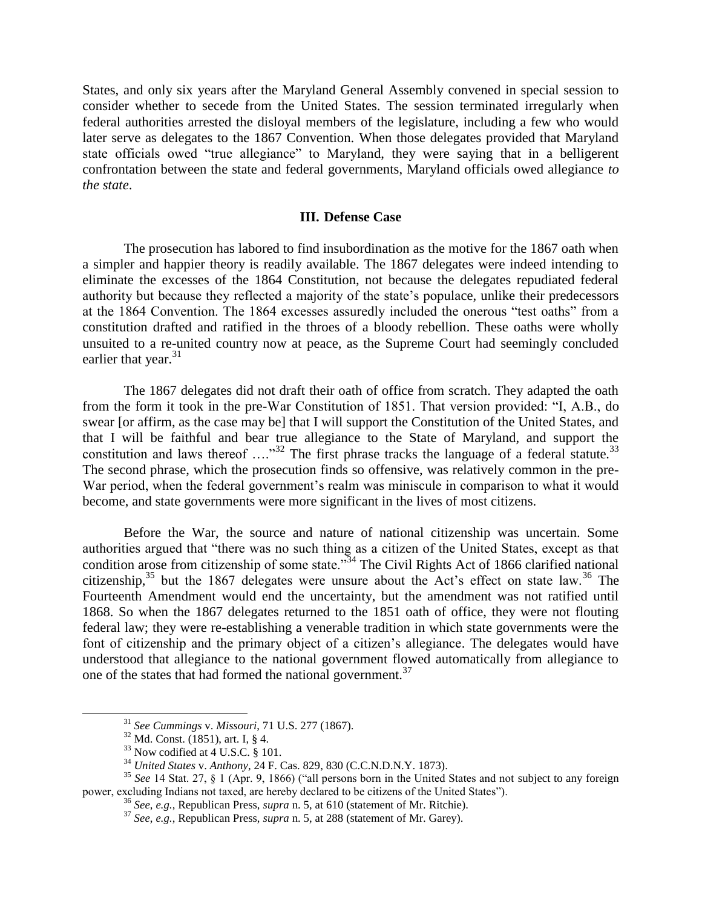States, and only six years after the Maryland General Assembly convened in special session to consider whether to secede from the United States. The session terminated irregularly when federal authorities arrested the disloyal members of the legislature, including a few who would later serve as delegates to the 1867 Convention. When those delegates provided that Maryland state officials owed "true allegiance" to Maryland, they were saying that in a belligerent confrontation between the state and federal governments, Maryland officials owed allegiance *to the state*.

### III. Defense Case

The prosecution has labored to find insubordination as the motive for the 1867 oath when a simpler and happier theory is readily available. The 1867 delegates were indeed intending to eliminate the excesses of the 1864 Constitution, not because the delegates repudiated federal authority but because they reflected a majority of the state's populace, unlike their predecessors at the 1864 Convention. The 1864 excesses assuredly included the onerous "test oaths" from a constitution drafted and ratified in the throes of a bloody rebellion. These oaths were wholly unsuited to a re-united country now at peace, as the Supreme Court had seemingly concluded earlier that year.[31]

The 1867 delegates did not draft their oath of office from scratch. They adapted the oath from the form it took in the pre-War Constitution of 1851. That version provided: "I, A.B., do swear [or affirm, as the case may be] that I will support the Constitution of the United States, and that I will be faithful and bear true allegiance to the State of Maryland, and support the constitution and laws thereof …."[32] The first phrase tracks the language of a federal statute.[33] The second phrase, which the prosecution finds so offensive, was relatively common in the pre-War period, when the federal government's realm was miniscule in comparison to what it would become, and state governments were more significant in the lives of most citizens.

Before the War, the source and nature of national citizenship was uncertain. Some authorities argued that "there was no such thing as a citizen of the United States, except as that condition arose from citizenship of some state."[34] The Civil Rights Act of 1866 clarified national citizenship,[35] but the 1867 delegates were unsure about the Act's effect on state law.[36] The Fourteenth Amendment would end the uncertainty, but the amendment was not ratified until 1868. So when the 1867 delegates returned to the 1851 oath of office, they were not flouting federal law; they were re-establishing a venerable tradition in which state governments were the font of citizenship and the primary object of a citizen's allegiance. The delegates would have understood that allegiance to the national government flowed automatically from allegiance to one of the states that had formed the national government.[37]

---

[31] *See Cummings* v. *Missouri*, 71 U.S. 277 (1867).

[32] Md. Const. (1851), art. I, § 4.

[33] Now codified at 4 U.S.C. § 101.

[34] *United States* v. *Anthony*, 24 F. Cas. 829, 830 (C.C.N.D.N.Y. 1873).

[35] *See* 14 Stat. 27, § 1 (Apr. 9, 1866) ("all persons born in the United States and not subject to any foreign power, excluding Indians not taxed, are hereby declared to be citizens of the United States").

[36] *See, e.g.*, Republican Press, *supra* n. 5, at 610 (statement of Mr. Ritchie).

[37] *See, e.g.*, Republican Press, *supra* n. 5, at 288 (statement of Mr. Garey).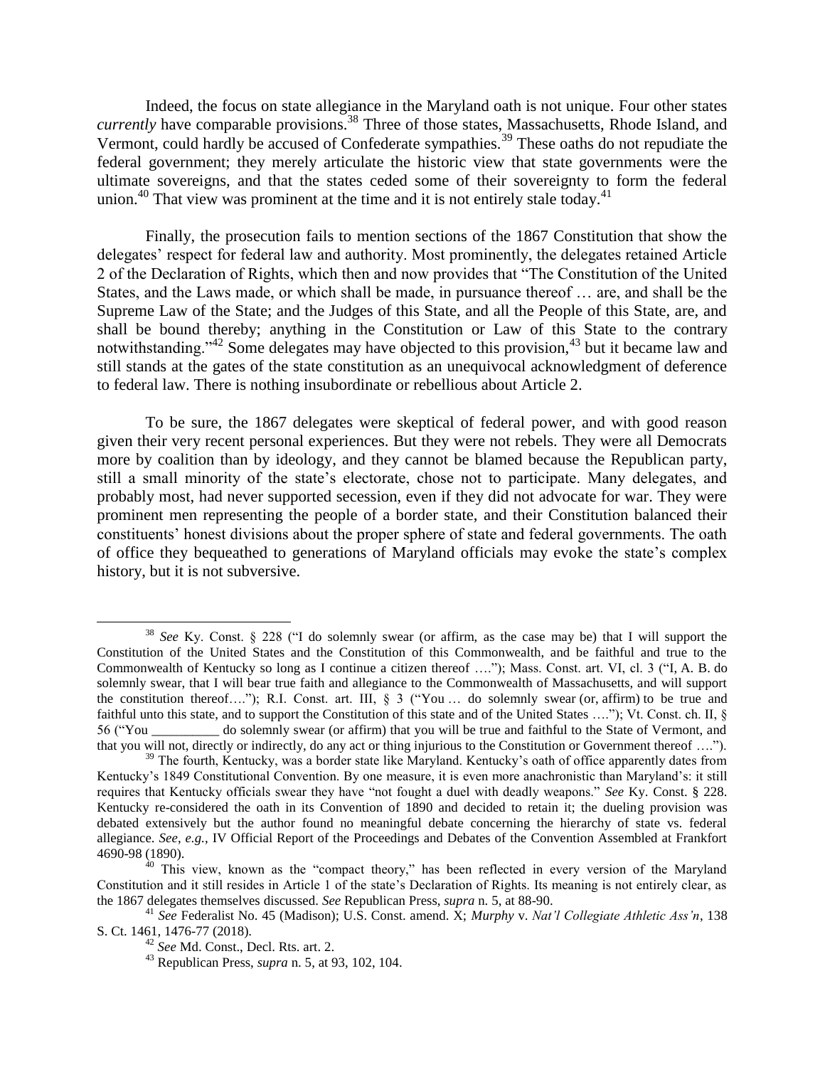Indeed, the focus on state allegiance in the Maryland oath is not unique. Four other states *currently* have comparable provisions.[38] Three of those states, Massachusetts, Rhode Island, and Vermont, could hardly be accused of Confederate sympathies.[39] These oaths do not repudiate the federal government; they merely articulate the historic view that state governments were the ultimate sovereigns, and that the states ceded some of their sovereignty to form the federal union.[40] That view was prominent at the time and it is not entirely stale today.[41]

Finally, the prosecution fails to mention sections of the 1867 Constitution that show the delegates' respect for federal law and authority. Most prominently, the delegates retained Article 2 of the Declaration of Rights, which then and now provides that "The Constitution of the United States, and the Laws made, or which shall be made, in pursuance thereof … are, and shall be the Supreme Law of the State; and the Judges of this State, and all the People of this State, are, and shall be bound thereby; anything in the Constitution or Law of this State to the contrary notwithstanding."[42] Some delegates may have objected to this provision,[43] but it became law and still stands at the gates of the state constitution as an unequivocal acknowledgment of deference to federal law. There is nothing insubordinate or rebellious about Article 2.

To be sure, the 1867 delegates were skeptical of federal power, and with good reason given their very recent personal experiences. But they were not rebels. They were all Democrats more by coalition than by ideology, and they cannot be blamed because the Republican party, still a small minority of the state's electorate, chose not to participate. Many delegates, and probably most, had never supported secession, even if they did not advocate for war. They were prominent men representing the people of a border state, and their Constitution balanced their constituents' honest divisions about the proper sphere of state and federal governments. The oath of office they bequeathed to generations of Maryland officials may evoke the state's complex history, but it is not subversive.

---

[38] *See* Ky. Const. § 228 ("I do solemnly swear (or affirm, as the case may be) that I will support the Constitution of the United States and the Constitution of this Commonwealth, and be faithful and true to the Commonwealth of Kentucky so long as I continue a citizen thereof …."); Mass. Const. art. VI, cl. 3 ("I, A. B. do solemnly swear, that I will bear true faith and allegiance to the Commonwealth of Massachusetts, and will support the constitution thereof…."); R.I. Const. art. III, § 3 ("You … do solemnly swear (or, affirm) to be true and faithful unto this state, and to support the Constitution of this state and of the United States …."); Vt. Const. ch. II, § 56 ("You __________ do solemnly swear (or affirm) that you will be true and faithful to the State of Vermont, and that you will not, directly or indirectly, do any act or thing injurious to the Constitution or Government thereof ….").

[39] The fourth, Kentucky, was a border state like Maryland. Kentucky's oath of office apparently dates from Kentucky's 1849 Constitutional Convention. By one measure, it is even more anachronistic than Maryland's: it still requires that Kentucky officials swear they have "not fought a duel with deadly weapons." *See* Ky. Const. § 228. Kentucky re-considered the oath in its Convention of 1890 and decided to retain it; the dueling provision was debated extensively but the author found no meaningful debate concerning the hierarchy of state vs. federal allegiance. *See, e.g.*, IV Official Report of the Proceedings and Debates of the Convention Assembled at Frankfort 4690-98 (1890).

[40] This view, known as the "compact theory," has been reflected in every version of the Maryland Constitution and it still resides in Article 1 of the state's Declaration of Rights. Its meaning is not entirely clear, as the 1867 delegates themselves discussed. *See* Republican Press, *supra* n. 5, at 88-90.

[41] *See* Federalist No. 45 (Madison); U.S. Const. amend. X; *Murphy* v. *Nat'l Collegiate Athletic Ass'n*, 138 S. Ct. 1461, 1476-77 (2018).

[42] *See* Md. Const., Decl. Rts. art. 2.

[43] Republican Press, *supra* n. 5, at 93, 102, 104.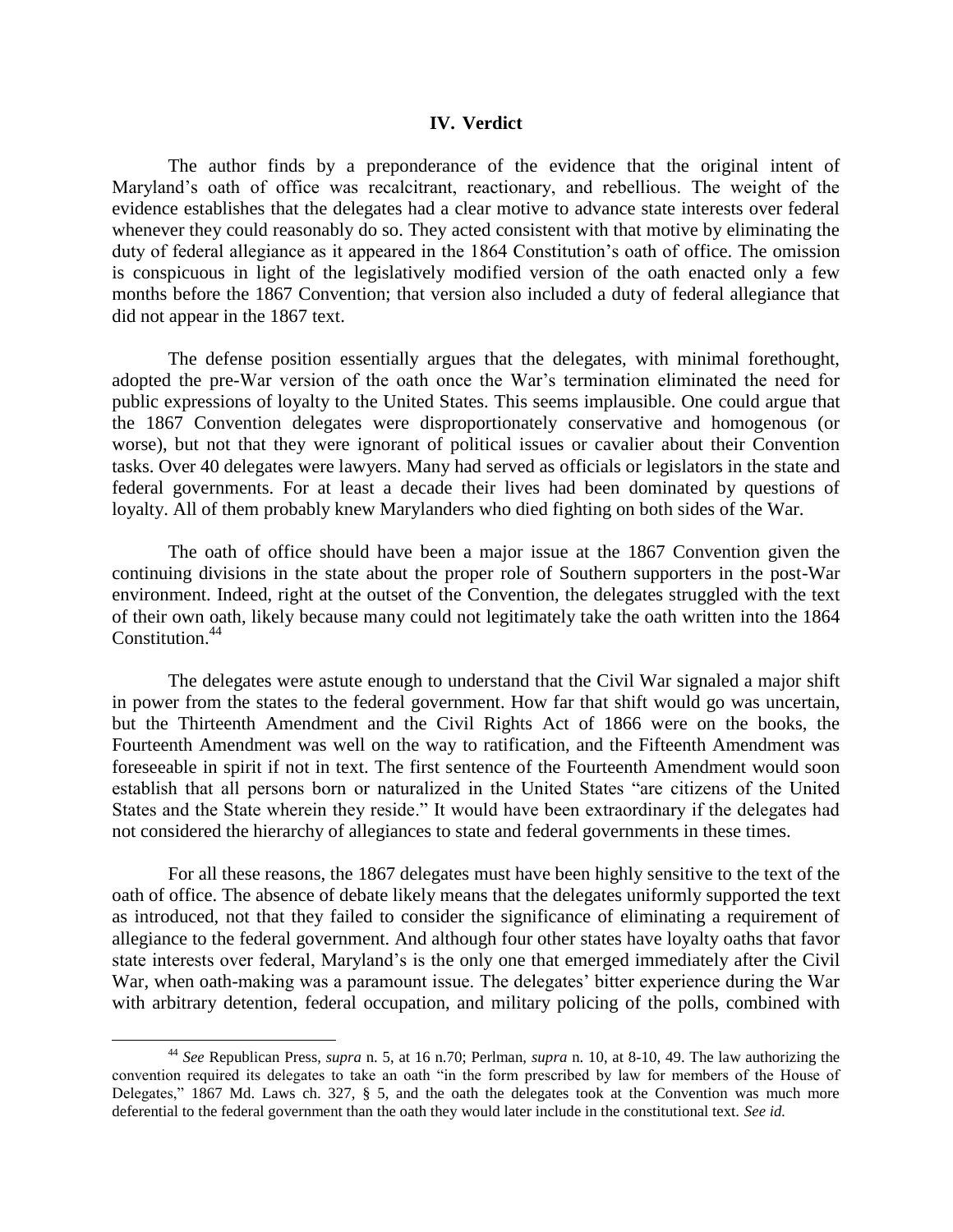## IV. Verdict

The author finds by a preponderance of the evidence that the original intent of Maryland's oath of office was recalcitrant, reactionary, and rebellious. The weight of the evidence establishes that the delegates had a clear motive to advance state interests over federal whenever they could reasonably do so. They acted consistent with that motive by eliminating the duty of federal allegiance as it appeared in the 1864 Constitution's oath of office. The omission is conspicuous in light of the legislatively modified version of the oath enacted only a few months before the 1867 Convention; that version also included a duty of federal allegiance that did not appear in the 1867 text.

The defense position essentially argues that the delegates, with minimal forethought, adopted the pre-War version of the oath once the War's termination eliminated the need for public expressions of loyalty to the United States. This seems implausible. One could argue that the 1867 Convention delegates were disproportionately conservative and homogenous (or worse), but not that they were ignorant of political issues or cavalier about their Convention tasks. Over 40 delegates were lawyers. Many had served as officials or legislators in the state and federal governments. For at least a decade their lives had been dominated by questions of loyalty. All of them probably knew Marylanders who died fighting on both sides of the War.

The oath of office should have been a major issue at the 1867 Convention given the continuing divisions in the state about the proper role of Southern supporters in the post-War environment. Indeed, right at the outset of the Convention, the delegates struggled with the text of their own oath, likely because many could not legitimately take the oath written into the 1864 Constitution.[44]

The delegates were astute enough to understand that the Civil War signaled a major shift in power from the states to the federal government. How far that shift would go was uncertain, but the Thirteenth Amendment and the Civil Rights Act of 1866 were on the books, the Fourteenth Amendment was well on the way to ratification, and the Fifteenth Amendment was foreseeable in spirit if not in text. The first sentence of the Fourteenth Amendment would soon establish that all persons born or naturalized in the United States "are citizens of the United States and the State wherein they reside." It would have been extraordinary if the delegates had not considered the hierarchy of allegiances to state and federal governments in these times.

For all these reasons, the 1867 delegates must have been highly sensitive to the text of the oath of office. The absence of debate likely means that the delegates uniformly supported the text as introduced, not that they failed to consider the significance of eliminating a requirement of allegiance to the federal government. And although four other states have loyalty oaths that favor state interests over federal, Maryland's is the only one that emerged immediately after the Civil War, when oath-making was a paramount issue. The delegates' bitter experience during the War with arbitrary detention, federal occupation, and military policing of the polls, combined with

---

[44] *See* Republican Press, *supra* n. 5, at 16 n.70; Perlman, *supra* n. 10, at 8-10, 49. The law authorizing the convention required its delegates to take an oath "in the form prescribed by law for members of the House of Delegates," 1867 Md. Laws ch. 327, § 5, and the oath the delegates took at the Convention was much more deferential to the federal government than the oath they would later include in the constitutional text. *See id.*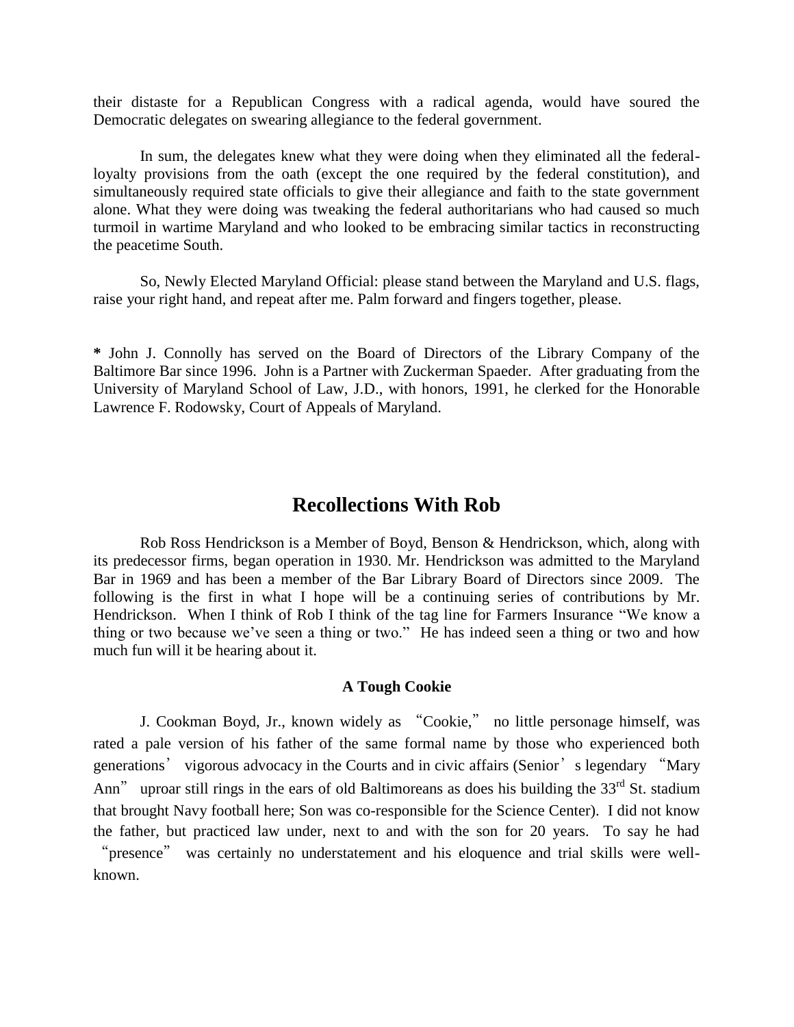their distaste for a Republican Congress with a radical agenda, would have soured the Democratic delegates on swearing allegiance to the federal government.

In sum, the delegates knew what they were doing when they eliminated all the federal-loyalty provisions from the oath (except the one required by the federal constitution), and simultaneously required state officials to give their allegiance and faith to the state government alone. What they were doing was tweaking the federal authoritarians who had caused so much turmoil in wartime Maryland and who looked to be embracing similar tactics in reconstructing the peacetime South.

So, Newly Elected Maryland Official: please stand between the Maryland and U.S. flags, raise your right hand, and repeat after me. Palm forward and fingers together, please.

**\*** John J. Connolly has served on the Board of Directors of the Library Company of the Baltimore Bar since 1996. John is a Partner with Zuckerman Spaeder. After graduating from the University of Maryland School of Law, J.D., with honors, 1991, he clerked for the Honorable Lawrence F. Rodowsky, Court of Appeals of Maryland.

## Recollections With Rob

Rob Ross Hendrickson is a Member of Boyd, Benson & Hendrickson, which, along with its predecessor firms, began operation in 1930. Mr. Hendrickson was admitted to the Maryland Bar in 1969 and has been a member of the Bar Library Board of Directors since 2009. The following is the first in what I hope will be a continuing series of contributions by Mr. Hendrickson. When I think of Rob I think of the tag line for Farmers Insurance "We know a thing or two because we've seen a thing or two." He has indeed seen a thing or two and how much fun will it be hearing about it.

### A Tough Cookie

J. Cookman Boyd, Jr., known widely as "Cookie," no little personage himself, was rated a pale version of his father of the same formal name by those who experienced both generations' vigorous advocacy in the Courts and in civic affairs (Senior's legendary "Mary Ann" uproar still rings in the ears of old Baltimoreans as does his building the 33rd St. stadium that brought Navy football here; Son was co-responsible for the Science Center). I did not know the father, but practiced law under, next to and with the son for 20 years. To say he had "presence" was certainly no understatement and his eloquence and trial skills were well-known.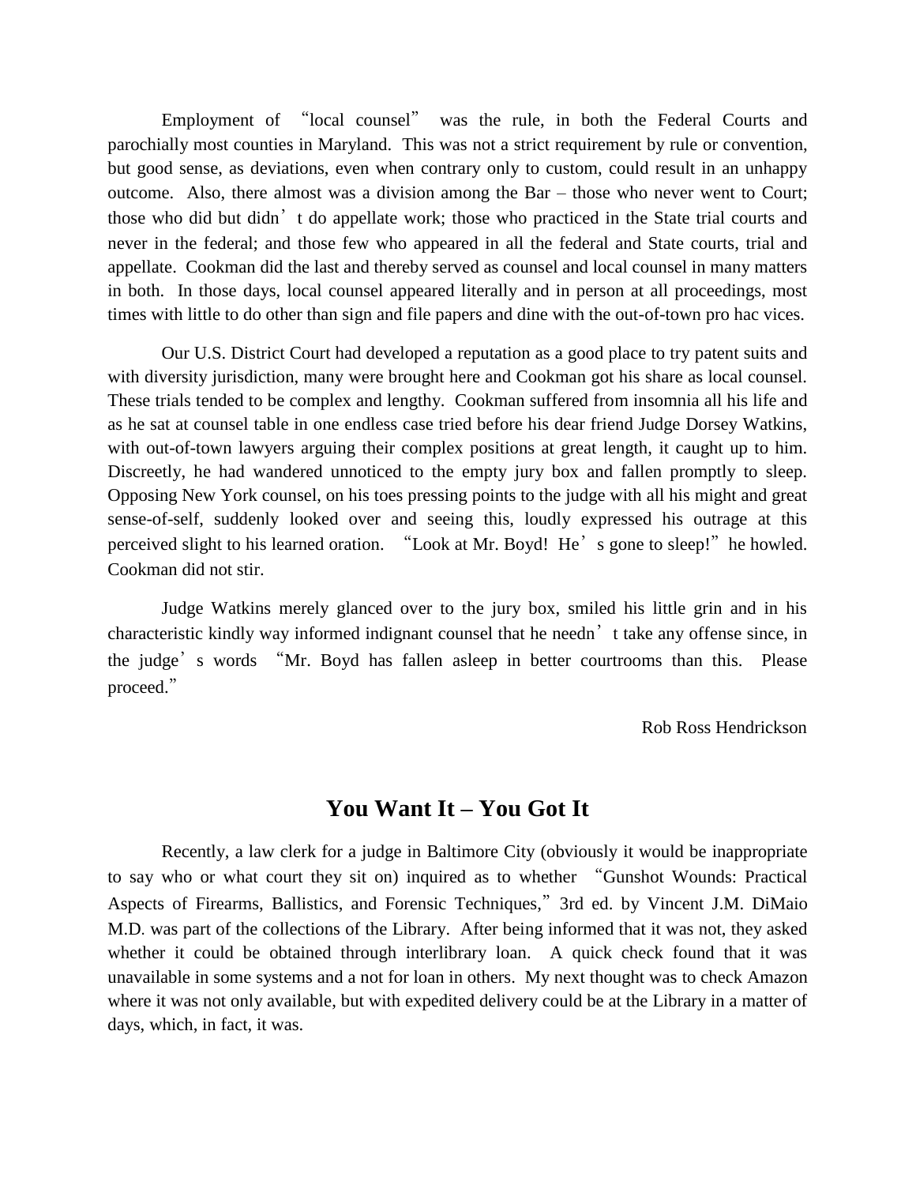Employment of "local counsel" was the rule, in both the Federal Courts and parochially most counties in Maryland. This was not a strict requirement by rule or convention, but good sense, as deviations, even when contrary only to custom, could result in an unhappy outcome. Also, there almost was a division among the Bar – those who never went to Court; those who did but didn't do appellate work; those who practiced in the State trial courts and never in the federal; and those few who appeared in all the federal and State courts, trial and appellate. Cookman did the last and thereby served as counsel and local counsel in many matters in both. In those days, local counsel appeared literally and in person at all proceedings, most times with little to do other than sign and file papers and dine with the out-of-town pro hac vices.

Our U.S. District Court had developed a reputation as a good place to try patent suits and with diversity jurisdiction, many were brought here and Cookman got his share as local counsel. These trials tended to be complex and lengthy. Cookman suffered from insomnia all his life and as he sat at counsel table in one endless case tried before his dear friend Judge Dorsey Watkins, with out-of-town lawyers arguing their complex positions at great length, it caught up to him. Discreetly, he had wandered unnoticed to the empty jury box and fallen promptly to sleep. Opposing New York counsel, on his toes pressing points to the judge with all his might and great sense-of-self, suddenly looked over and seeing this, loudly expressed his outrage at this perceived slight to his learned oration. "Look at Mr. Boyd! He's gone to sleep!" he howled. Cookman did not stir.

Judge Watkins merely glanced over to the jury box, smiled his little grin and in his characteristic kindly way informed indignant counsel that he needn't take any offense since, in the judge's words "Mr. Boyd has fallen asleep in better courtrooms than this. Please proceed."

Rob Ross Hendrickson

## You Want It – You Got It

Recently, a law clerk for a judge in Baltimore City (obviously it would be inappropriate to say who or what court they sit on) inquired as to whether "Gunshot Wounds: Practical Aspects of Firearms, Ballistics, and Forensic Techniques," 3rd ed. by Vincent J.M. DiMaio M.D. was part of the collections of the Library. After being informed that it was not, they asked whether it could be obtained through interlibrary loan. A quick check found that it was unavailable in some systems and a not for loan in others. My next thought was to check Amazon where it was not only available, but with expedited delivery could be at the Library in a matter of days, which, in fact, it was.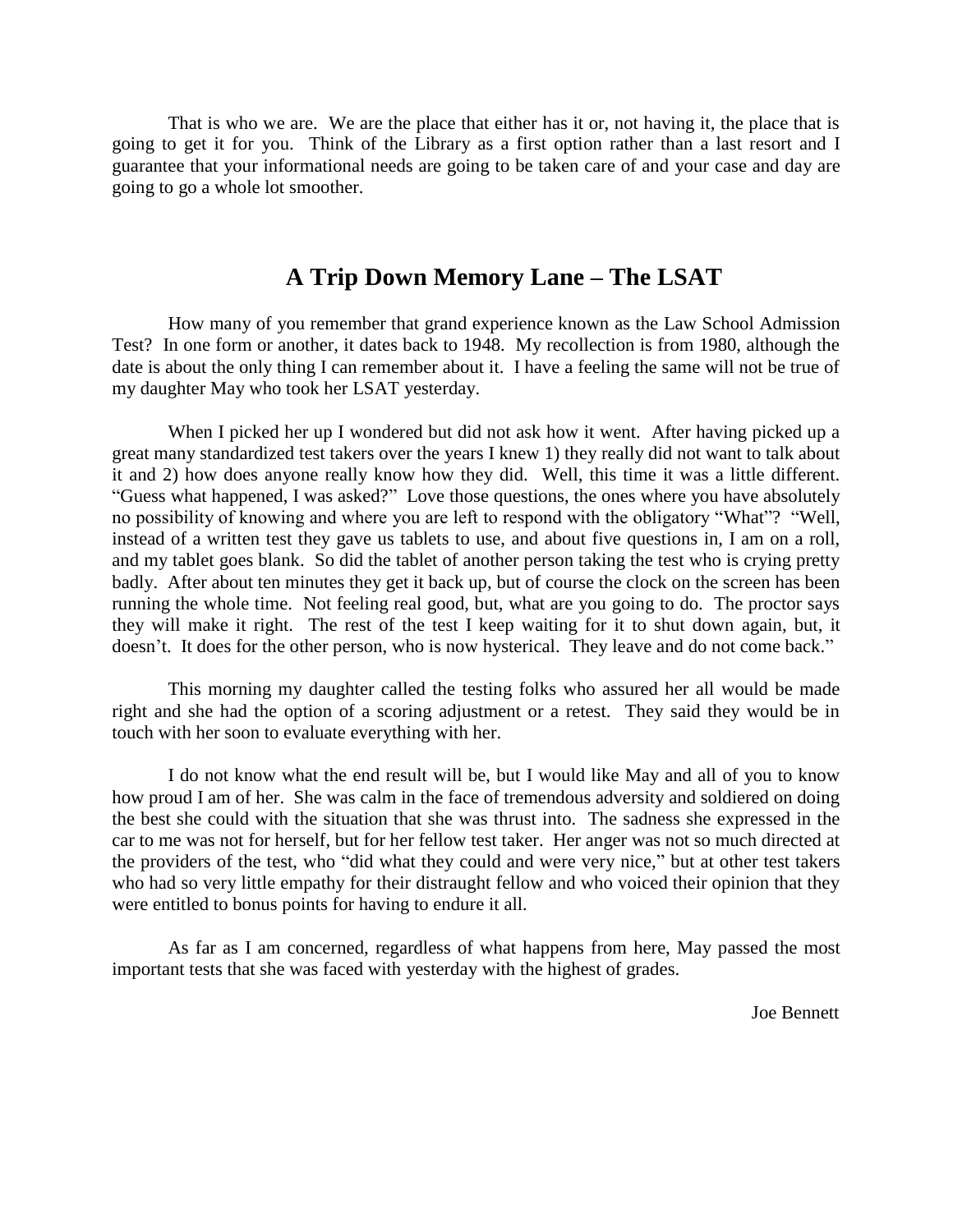That is who we are. We are the place that either has it or, not having it, the place that is going to get it for you. Think of the Library as a first option rather than a last resort and I guarantee that your informational needs are going to be taken care of and your case and day are going to go a whole lot smoother.

## A Trip Down Memory Lane – The LSAT

How many of you remember that grand experience known as the Law School Admission Test? In one form or another, it dates back to 1948. My recollection is from 1980, although the date is about the only thing I can remember about it. I have a feeling the same will not be true of my daughter May who took her LSAT yesterday.

When I picked her up I wondered but did not ask how it went. After having picked up a great many standardized test takers over the years I knew 1) they really did not want to talk about it and 2) how does anyone really know how they did. Well, this time it was a little different. "Guess what happened, I was asked?" Love those questions, the ones where you have absolutely no possibility of knowing and where you are left to respond with the obligatory "What"? "Well, instead of a written test they gave us tablets to use, and about five questions in, I am on a roll, and my tablet goes blank. So did the tablet of another person taking the test who is crying pretty badly. After about ten minutes they get it back up, but of course the clock on the screen has been running the whole time. Not feeling real good, but, what are you going to do. The proctor says they will make it right. The rest of the test I keep waiting for it to shut down again, but, it doesn't. It does for the other person, who is now hysterical. They leave and do not come back."

This morning my daughter called the testing folks who assured her all would be made right and she had the option of a scoring adjustment or a retest. They said they would be in touch with her soon to evaluate everything with her.

I do not know what the end result will be, but I would like May and all of you to know how proud I am of her. She was calm in the face of tremendous adversity and soldiered on doing the best she could with the situation that she was thrust into. The sadness she expressed in the car to me was not for herself, but for her fellow test taker. Her anger was not so much directed at the providers of the test, who "did what they could and were very nice," but at other test takers who had so very little empathy for their distraught fellow and who voiced their opinion that they were entitled to bonus points for having to endure it all.

As far as I am concerned, regardless of what happens from here, May passed the most important tests that she was faced with yesterday with the highest of grades.

Joe Bennett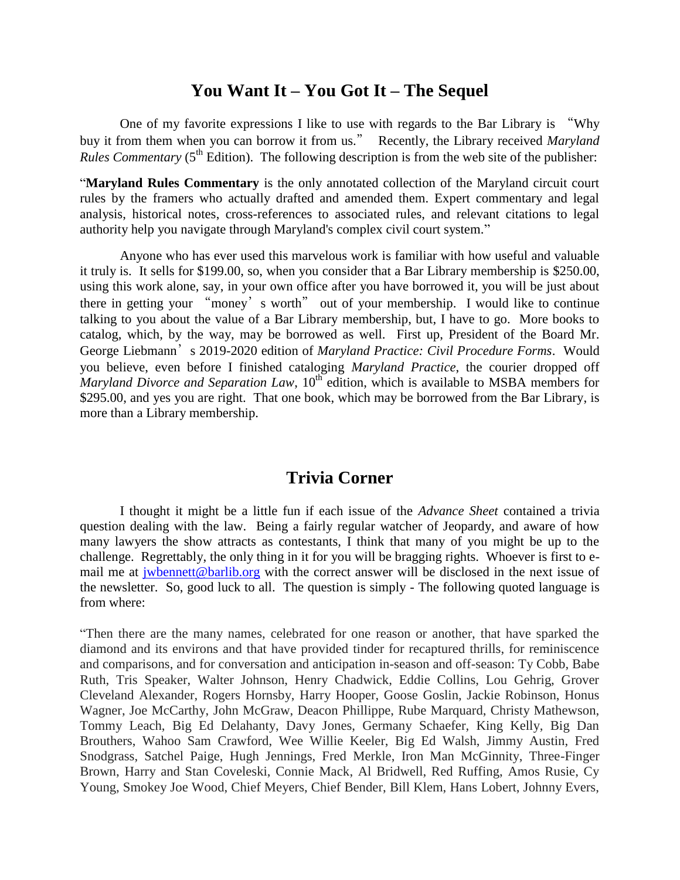## You Want It – You Got It – The Sequel

One of my favorite expressions I like to use with regards to the Bar Library is "Why buy it from them when you can borrow it from us." Recently, the Library received *Maryland Rules Commentary* (5th Edition). The following description is from the web site of the publisher:

"**Maryland Rules Commentary** is the only annotated collection of the Maryland circuit court rules by the framers who actually drafted and amended them. Expert commentary and legal analysis, historical notes, cross-references to associated rules, and relevant citations to legal authority help you navigate through Maryland's complex civil court system."

Anyone who has ever used this marvelous work is familiar with how useful and valuable it truly is. It sells for $199.00, so, when you consider that a Bar Library membership is $250.00, using this work alone, say, in your own office after you have borrowed it, you will be just about there in getting your "money's worth" out of your membership. I would like to continue talking to you about the value of a Bar Library membership, but, I have to go. More books to catalog, which, by the way, may be borrowed as well. First up, President of the Board Mr. George Liebmann's 2019-2020 edition of *Maryland Practice: Civil Procedure Forms*. Would you believe, even before I finished cataloging *Maryland Practice*, the courier dropped off *Maryland Divorce and Separation Law*, 10th edition, which is available to MSBA members for $295.00, and yes you are right. That one book, which may be borrowed from the Bar Library, is more than a Library membership.

## Trivia Corner

I thought it might be a little fun if each issue of the *Advance Sheet* contained a trivia question dealing with the law. Being a fairly regular watcher of Jeopardy, and aware of how many lawyers the show attracts as contestants, I think that many of you might be up to the challenge. Regrettably, the only thing in it for you will be bragging rights. Whoever is first to e-mail me at jwbennett@barlib.org with the correct answer will be disclosed in the next issue of the newsletter. So, good luck to all. The question is simply - The following quoted language is from where:

"Then there are the many names, celebrated for one reason or another, that have sparked the diamond and its environs and that have provided tinder for recaptured thrills, for reminiscence and comparisons, and for conversation and anticipation in-season and off-season: Ty Cobb, Babe Ruth, Tris Speaker, Walter Johnson, Henry Chadwick, Eddie Collins, Lou Gehrig, Grover Cleveland Alexander, Rogers Hornsby, Harry Hooper, Goose Goslin, Jackie Robinson, Honus Wagner, Joe McCarthy, John McGraw, Deacon Phillippe, Rube Marquard, Christy Mathewson, Tommy Leach, Big Ed Delahanty, Davy Jones, Germany Schaefer, King Kelly, Big Dan Brouthers, Wahoo Sam Crawford, Wee Willie Keeler, Big Ed Walsh, Jimmy Austin, Fred Snodgrass, Satchel Paige, Hugh Jennings, Fred Merkle, Iron Man McGinnity, Three-Finger Brown, Harry and Stan Coveleski, Connie Mack, Al Bridwell, Red Ruffing, Amos Rusie, Cy Young, Smokey Joe Wood, Chief Meyers, Chief Bender, Bill Klem, Hans Lobert, Johnny Evers,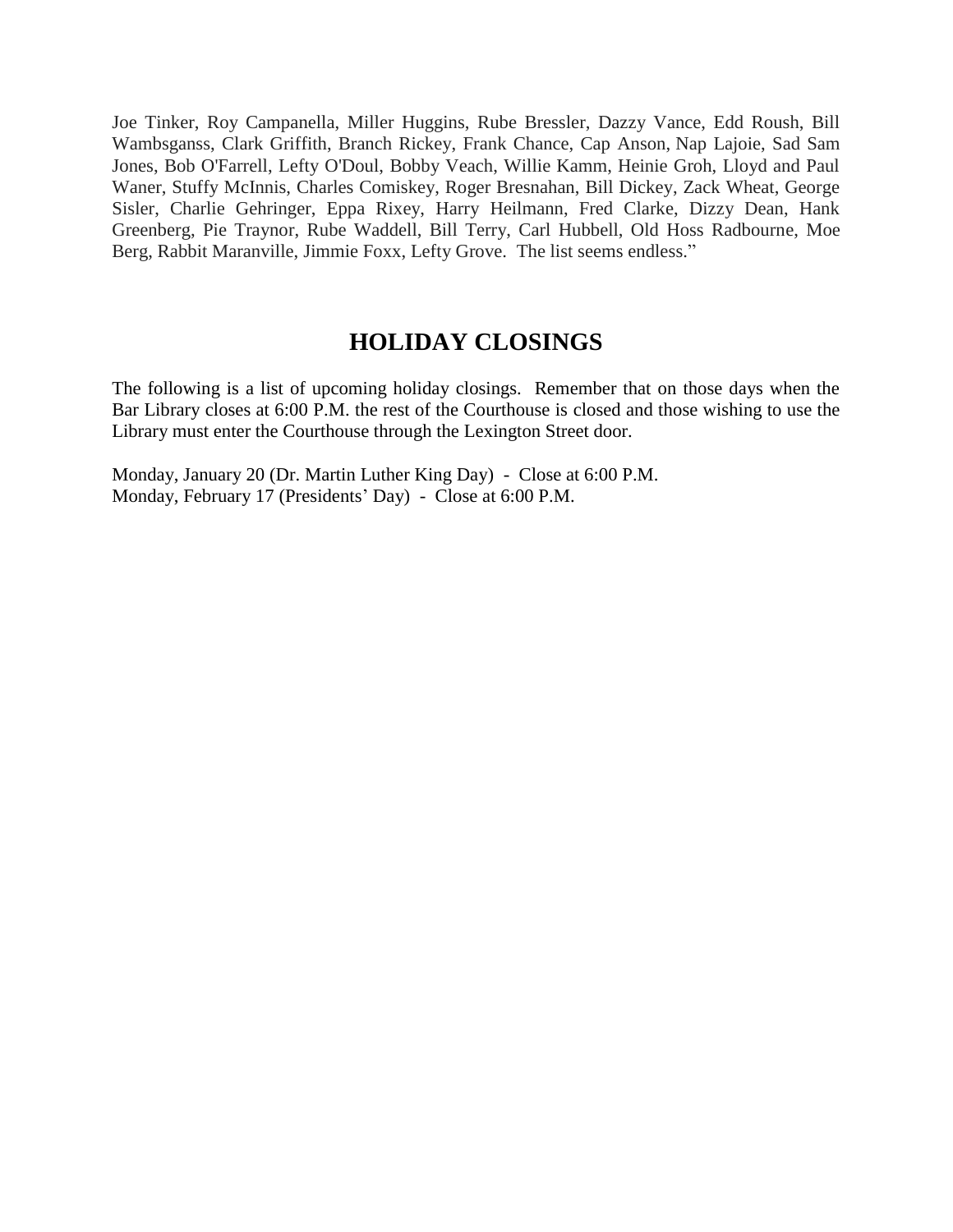Joe Tinker, Roy Campanella, Miller Huggins, Rube Bressler, Dazzy Vance, Edd Roush, Bill Wambsganss, Clark Griffith, Branch Rickey, Frank Chance, Cap Anson, Nap Lajoie, Sad Sam Jones, Bob O'Farrell, Lefty O'Doul, Bobby Veach, Willie Kamm, Heinie Groh, Lloyd and Paul Waner, Stuffy McInnis, Charles Comiskey, Roger Bresnahan, Bill Dickey, Zack Wheat, George Sisler, Charlie Gehringer, Eppa Rixey, Harry Heilmann, Fred Clarke, Dizzy Dean, Hank Greenberg, Pie Traynor, Rube Waddell, Bill Terry, Carl Hubbell, Old Hoss Radbourne, Moe Berg, Rabbit Maranville, Jimmie Foxx, Lefty Grove. The list seems endless."

## HOLIDAY CLOSINGS

The following is a list of upcoming holiday closings. Remember that on those days when the Bar Library closes at 6:00 P.M. the rest of the Courthouse is closed and those wishing to use the Library must enter the Courthouse through the Lexington Street door.

Monday, January 20 (Dr. Martin Luther King Day) - Close at 6:00 P.M.
Monday, February 17 (Presidents' Day) - Close at 6:00 P.M.